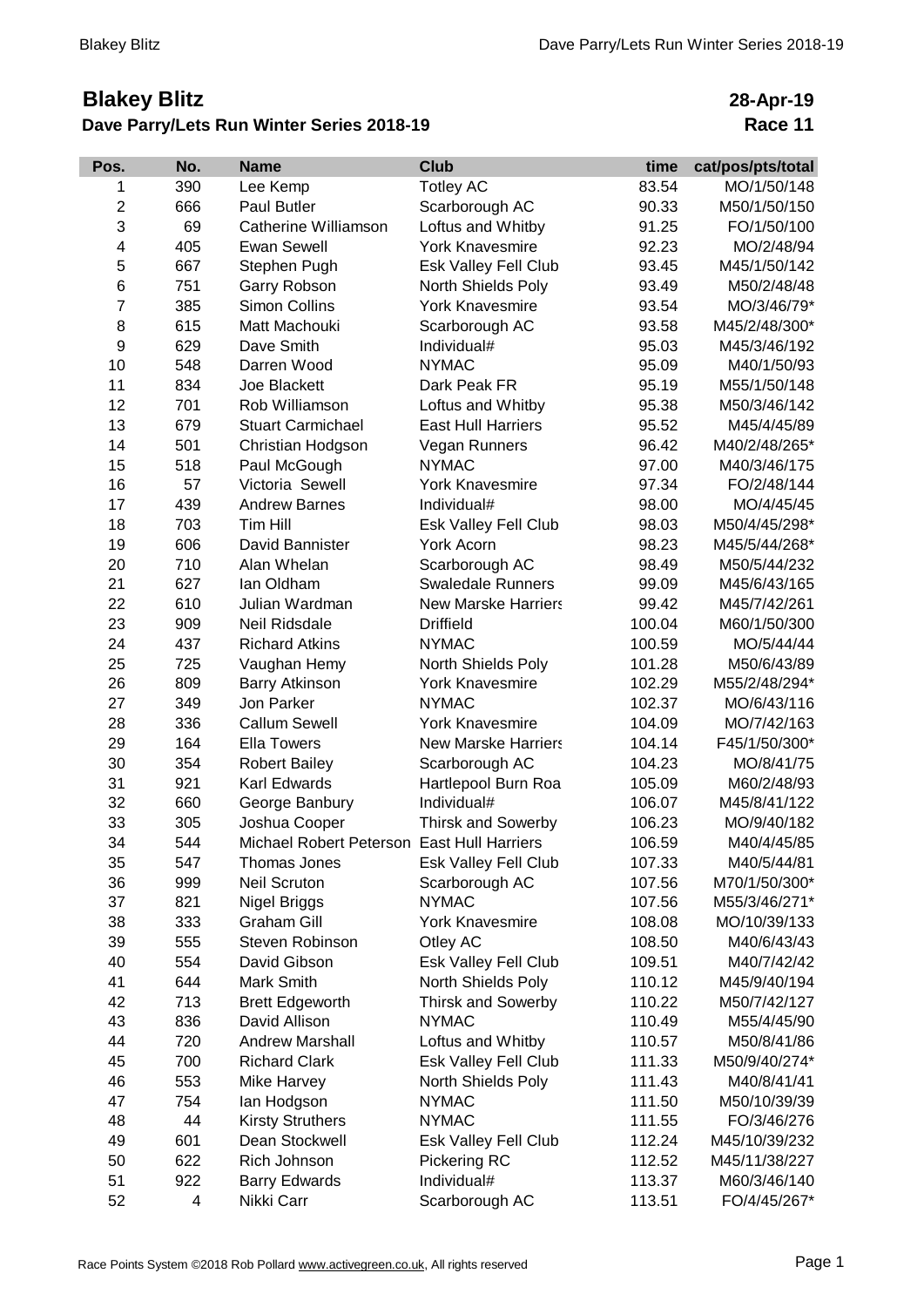# Blakey Blitz

**28-Apr-19**

## Dave Parry/Lets Run Winter Series 2018-19

**Race 11**

| Pos. | No. | Name | Club | time | cat/pos/pts/total |
|---|---|---|---|---|---|
| 1 | 390 | Lee Kemp | Totley AC | 83.54 | MO/1/50/148 |
| 2 | 666 | Paul Butler | Scarborough AC | 90.33 | M50/1/50/150 |
| 3 | 69 | Catherine Williamson | Loftus and Whitby | 91.25 | FO/1/50/100 |
| 4 | 405 | Ewan Sewell | York Knavesmire | 92.23 | MO/2/48/94 |
| 5 | 667 | Stephen Pugh | Esk Valley Fell Club | 93.45 | M45/1/50/142 |
| 6 | 751 | Garry Robson | North Shields Poly | 93.49 | M50/2/48/48 |
| 7 | 385 | Simon Collins | York Knavesmire | 93.54 | MO/3/46/79* |
| 8 | 615 | Matt Machouki | Scarborough AC | 93.58 | M45/2/48/300* |
| 9 | 629 | Dave Smith | Individual# | 95.03 | M45/3/46/192 |
| 10 | 548 | Darren Wood | NYMAC | 95.09 | M40/1/50/93 |
| 11 | 834 | Joe Blackett | Dark Peak FR | 95.19 | M55/1/50/148 |
| 12 | 701 | Rob Williamson | Loftus and Whitby | 95.38 | M50/3/46/142 |
| 13 | 679 | Stuart Carmichael | East Hull Harriers | 95.52 | M45/4/45/89 |
| 14 | 501 | Christian Hodgson | Vegan Runners | 96.42 | M40/2/48/265* |
| 15 | 518 | Paul McGough | NYMAC | 97.00 | M40/3/46/175 |
| 16 | 57 | Victoria Sewell | York Knavesmire | 97.34 | FO/2/48/144 |
| 17 | 439 | Andrew Barnes | Individual# | 98.00 | MO/4/45/45 |
| 18 | 703 | Tim Hill | Esk Valley Fell Club | 98.03 | M50/4/45/298* |
| 19 | 606 | David Bannister | York Acorn | 98.23 | M45/5/44/268* |
| 20 | 710 | Alan Whelan | Scarborough AC | 98.49 | M50/5/44/232 |
| 21 | 627 | Ian Oldham | Swaledale Runners | 99.09 | M45/6/43/165 |
| 22 | 610 | Julian Wardman | New Marske Harriers | 99.42 | M45/7/42/261 |
| 23 | 909 | Neil Ridsdale | Driffield | 100.04 | M60/1/50/300 |
| 24 | 437 | Richard Atkins | NYMAC | 100.59 | MO/5/44/44 |
| 25 | 725 | Vaughan Hemy | North Shields Poly | 101.28 | M50/6/43/89 |
| 26 | 809 | Barry Atkinson | York Knavesmire | 102.29 | M55/2/48/294* |
| 27 | 349 | Jon Parker | NYMAC | 102.37 | MO/6/43/116 |
| 28 | 336 | Callum Sewell | York Knavesmire | 104.09 | MO/7/42/163 |
| 29 | 164 | Ella Towers | New Marske Harriers | 104.14 | F45/1/50/300* |
| 30 | 354 | Robert Bailey | Scarborough AC | 104.23 | MO/8/41/75 |
| 31 | 921 | Karl Edwards | Hartlepool Burn Roa | 105.09 | M60/2/48/93 |
| 32 | 660 | George Banbury | Individual# | 106.07 | M45/8/41/122 |
| 33 | 305 | Joshua Cooper | Thirsk and Sowerby | 106.23 | MO/9/40/182 |
| 34 | 544 | Michael Robert Peterson | East Hull Harriers | 106.59 | M40/4/45/85 |
| 35 | 547 | Thomas Jones | Esk Valley Fell Club | 107.33 | M40/5/44/81 |
| 36 | 999 | Neil Scruton | Scarborough AC | 107.56 | M70/1/50/300* |
| 37 | 821 | Nigel Briggs | NYMAC | 107.56 | M55/3/46/271* |
| 38 | 333 | Graham Gill | York Knavesmire | 108.08 | MO/10/39/133 |
| 39 | 555 | Steven Robinson | Otley AC | 108.50 | M40/6/43/43 |
| 40 | 554 | David Gibson | Esk Valley Fell Club | 109.51 | M40/7/42/42 |
| 41 | 644 | Mark Smith | North Shields Poly | 110.12 | M45/9/40/194 |
| 42 | 713 | Brett Edgeworth | Thirsk and Sowerby | 110.22 | M50/7/42/127 |
| 43 | 836 | David Allison | NYMAC | 110.49 | M55/4/45/90 |
| 44 | 720 | Andrew Marshall | Loftus and Whitby | 110.57 | M50/8/41/86 |
| 45 | 700 | Richard Clark | Esk Valley Fell Club | 111.33 | M50/9/40/274* |
| 46 | 553 | Mike Harvey | North Shields Poly | 111.43 | M40/8/41/41 |
| 47 | 754 | Ian Hodgson | NYMAC | 111.50 | M50/10/39/39 |
| 48 | 44 | Kirsty Struthers | NYMAC | 111.55 | FO/3/46/276 |
| 49 | 601 | Dean Stockwell | Esk Valley Fell Club | 112.24 | M45/10/39/232 |
| 50 | 622 | Rich Johnson | Pickering RC | 112.52 | M45/11/38/227 |
| 51 | 922 | Barry Edwards | Individual# | 113.37 | M60/3/46/140 |
| 52 | 4 | Nikki Carr | Scarborough AC | 113.51 | FO/4/45/267* |

Race Points System ©2018 Rob Pollard www.activegreen.co.uk, All rights reserved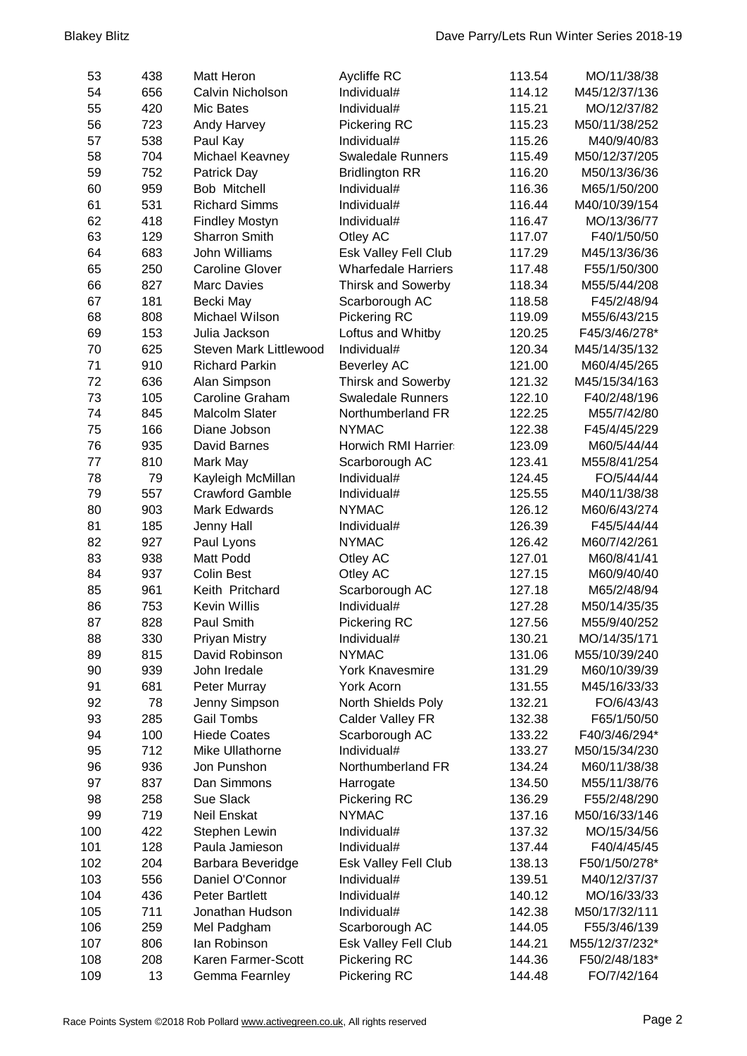| 53 | 438 | Matt Heron | Aycliffe RC | 113.54 | MO/11/38/38 |
|---|---|---|---|---|---|
| 54 | 656 | Calvin Nicholson | Individual# | 114.12 | M45/12/37/136 |
| 55 | 420 | Mic Bates | Individual# | 115.21 | MO/12/37/82 |
| 56 | 723 | Andy Harvey | Pickering RC | 115.23 | M50/11/38/252 |
| 57 | 538 | Paul Kay | Individual# | 115.26 | M40/9/40/83 |
| 58 | 704 | Michael Keavney | Swaledale Runners | 115.49 | M50/12/37/205 |
| 59 | 752 | Patrick Day | Bridlington RR | 116.20 | M50/13/36/36 |
| 60 | 959 | Bob Mitchell | Individual# | 116.36 | M65/1/50/200 |
| 61 | 531 | Richard Simms | Individual# | 116.44 | M40/10/39/154 |
| 62 | 418 | Findley Mostyn | Individual# | 116.47 | MO/13/36/77 |
| 63 | 129 | Sharron Smith | Otley AC | 117.07 | F40/1/50/50 |
| 64 | 683 | John Williams | Esk Valley Fell Club | 117.29 | M45/13/36/36 |
| 65 | 250 | Caroline Glover | Wharfedale Harriers | 117.48 | F55/1/50/300 |
| 66 | 827 | Marc Davies | Thirsk and Sowerby | 118.34 | M55/5/44/208 |
| 67 | 181 | Becki May | Scarborough AC | 118.58 | F45/2/48/94 |
| 68 | 808 | Michael Wilson | Pickering RC | 119.09 | M55/6/43/215 |
| 69 | 153 | Julia Jackson | Loftus and Whitby | 120.25 | F45/3/46/278* |
| 70 | 625 | Steven Mark Littlewood | Individual# | 120.34 | M45/14/35/132 |
| 71 | 910 | Richard Parkin | Beverley AC | 121.00 | M60/4/45/265 |
| 72 | 636 | Alan Simpson | Thirsk and Sowerby | 121.32 | M45/15/34/163 |
| 73 | 105 | Caroline Graham | Swaledale Runners | 122.10 | F40/2/48/196 |
| 74 | 845 | Malcolm Slater | Northumberland FR | 122.25 | M55/7/42/80 |
| 75 | 166 | Diane Jobson | NYMAC | 122.38 | F45/4/45/229 |
| 76 | 935 | David Barnes | Horwich RMI Harrier | 123.09 | M60/5/44/44 |
| 77 | 810 | Mark May | Scarborough AC | 123.41 | M55/8/41/254 |
| 78 | 79 | Kayleigh McMillan | Individual# | 124.45 | FO/5/44/44 |
| 79 | 557 | Crawford Gamble | Individual# | 125.55 | M40/11/38/38 |
| 80 | 903 | Mark Edwards | NYMAC | 126.12 | M60/6/43/274 |
| 81 | 185 | Jenny Hall | Individual# | 126.39 | F45/5/44/44 |
| 82 | 927 | Paul Lyons | NYMAC | 126.42 | M60/7/42/261 |
| 83 | 938 | Matt Podd | Otley AC | 127.01 | M60/8/41/41 |
| 84 | 937 | Colin Best | Otley AC | 127.15 | M60/9/40/40 |
| 85 | 961 | Keith Pritchard | Scarborough AC | 127.18 | M65/2/48/94 |
| 86 | 753 | Kevin Willis | Individual# | 127.28 | M50/14/35/35 |
| 87 | 828 | Paul Smith | Pickering RC | 127.56 | M55/9/40/252 |
| 88 | 330 | Priyan Mistry | Individual# | 130.21 | MO/14/35/171 |
| 89 | 815 | David Robinson | NYMAC | 131.06 | M55/10/39/240 |
| 90 | 939 | John Iredale | York Knavesmire | 131.29 | M60/10/39/39 |
| 91 | 681 | Peter Murray | York Acorn | 131.55 | M45/16/33/33 |
| 92 | 78 | Jenny Simpson | North Shields Poly | 132.21 | FO/6/43/43 |
| 93 | 285 | Gail Tombs | Calder Valley FR | 132.38 | F65/1/50/50 |
| 94 | 100 | Hiede Coates | Scarborough AC | 133.22 | F40/3/46/294* |
| 95 | 712 | Mike Ullathorne | Individual# | 133.27 | M50/15/34/230 |
| 96 | 936 | Jon Punshon | Northumberland FR | 134.24 | M60/11/38/38 |
| 97 | 837 | Dan Simmons | Harrogate | 134.50 | M55/11/38/76 |
| 98 | 258 | Sue Slack | Pickering RC | 136.29 | F55/2/48/290 |
| 99 | 719 | Neil Enskat | NYMAC | 137.16 | M50/16/33/146 |
| 100 | 422 | Stephen Lewin | Individual# | 137.32 | MO/15/34/56 |
| 101 | 128 | Paula Jamieson | Individual# | 137.44 | F40/4/45/45 |
| 102 | 204 | Barbara Beveridge | Esk Valley Fell Club | 138.13 | F50/1/50/278* |
| 103 | 556 | Daniel O'Connor | Individual# | 139.51 | M40/12/37/37 |
| 104 | 436 | Peter Bartlett | Individual# | 140.12 | MO/16/33/33 |
| 105 | 711 | Jonathan Hudson | Individual# | 142.38 | M50/17/32/111 |
| 106 | 259 | Mel Padgham | Scarborough AC | 144.05 | F55/3/46/139 |
| 107 | 806 | Ian Robinson | Esk Valley Fell Club | 144.21 | M55/12/37/232* |
| 108 | 208 | Karen Farmer-Scott | Pickering RC | 144.36 | F50/2/48/183* |
| 109 | 13 | Gemma Fearnley | Pickering RC | 144.48 | FO/7/42/164 |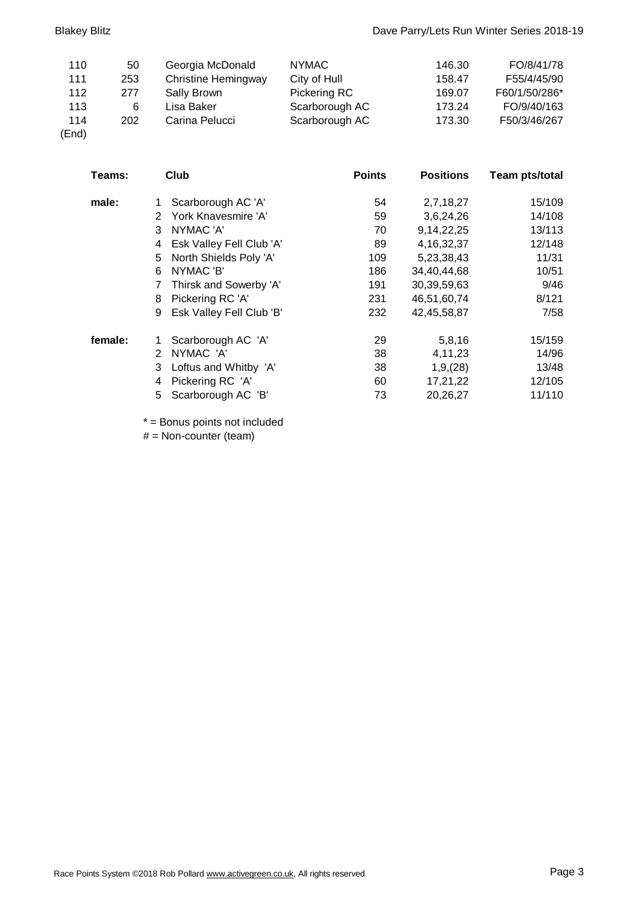| 110 | 50 | Georgia McDonald | NYMAC | 146.30 | FO/8/41/78 |
|---|---|---|---|---|---|
| 111 | 253 | Christine Hemingway | City of Hull | 158.47 | F55/4/45/90 |
| 112 | 277 | Sally Brown | Pickering RC | 169.07 | F60/1/50/286* |
| 113 | 6 | Lisa Baker | Scarborough AC | 173.24 | FO/9/40/163 |
| 114 | 202 | Carina Pelucci | Scarborough AC | 173.30 | F50/3/46/267 |

(End)

| Teams: | | Club | Points | Positions | Team pts/total |
|---|---|---|---|---|---|
| male: | 1 | Scarborough AC 'A' | 54 | 2,7,18,27 | 15/109 |
| | 2 | York Knavesmire 'A' | 59 | 3,6,24,26 | 14/108 |
| | 3 | NYMAC 'A' | 70 | 9,14,22,25 | 13/113 |
| | 4 | Esk Valley Fell Club 'A' | 89 | 4,16,32,37 | 12/148 |
| | 5 | North Shields Poly 'A' | 109 | 5,23,38,43 | 11/31 |
| | 6 | NYMAC 'B' | 186 | 34,40,44,68 | 10/51 |
| | 7 | Thirsk and Sowerby 'A' | 191 | 30,39,59,63 | 9/46 |
| | 8 | Pickering RC 'A' | 231 | 46,51,60,74 | 8/121 |
| | 9 | Esk Valley Fell Club 'B' | 232 | 42,45,58,87 | 7/58 |
| female: | 1 | Scarborough AC 'A' | 29 | 5,8,16 | 15/159 |
| | 2 | NYMAC 'A' | 38 | 4,11,23 | 14/96 |
| | 3 | Loftus and Whitby 'A' | 38 | 1,9,(28) | 13/48 |
| | 4 | Pickering RC 'A' | 60 | 17,21,22 | 12/105 |
| | 5 | Scarborough AC 'B' | 73 | 20,26,27 | 11/110 |

* = Bonus points not included

# = Non-counter (team)

Race Points System ©2018 Rob Pollard www.activegreen.co.uk, All rights reserved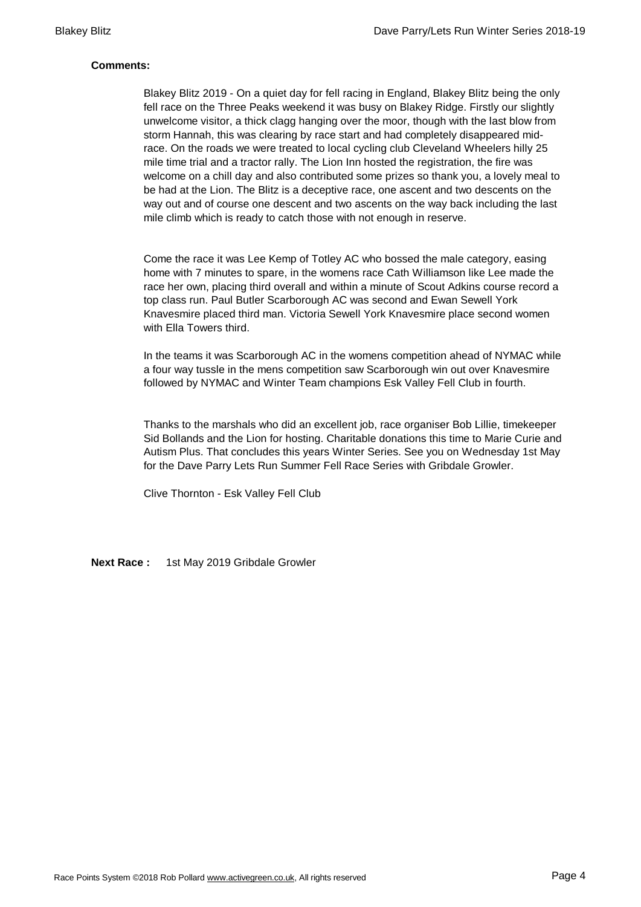**Comments:**

Blakey Blitz 2019 - On a quiet day for fell racing in England, Blakey Blitz being the only fell race on the Three Peaks weekend it was busy on Blakey Ridge. Firstly our slightly unwelcome visitor, a thick clagg hanging over the moor, though with the last blow from storm Hannah, this was clearing by race start and had completely disappeared mid-race. On the roads we were treated to local cycling club Cleveland Wheelers hilly 25 mile time trial and a tractor rally. The Lion Inn hosted the registration, the fire was welcome on a chill day and also contributed some prizes so thank you, a lovely meal to be had at the Lion. The Blitz is a deceptive race, one ascent and two descents on the way out and of course one descent and two ascents on the way back including the last mile climb which is ready to catch those with not enough in reserve.

Come the race it was Lee Kemp of Totley AC who bossed the male category, easing home with 7 minutes to spare, in the womens race Cath Williamson like Lee made the race her own, placing third overall and within a minute of Scout Adkins course record a top class run. Paul Butler Scarborough AC was second and Ewan Sewell York Knavesmire placed third man. Victoria Sewell York Knavesmire place second women with Ella Towers third.

In the teams it was Scarborough AC in the womens competition ahead of NYMAC while a four way tussle in the mens competition saw Scarborough win out over Knavesmire followed by NYMAC and Winter Team champions Esk Valley Fell Club in fourth.

Thanks to the marshals who did an excellent job, race organiser Bob Lillie, timekeeper Sid Bollands and the Lion for hosting. Charitable donations this time to Marie Curie and Autism Plus. That concludes this years Winter Series. See you on Wednesday 1st May for the Dave Parry Lets Run Summer Fell Race Series with Gribdale Growler.

Clive Thornton - Esk Valley Fell Club

**Next Race :** 1st May 2019 Gribdale Growler